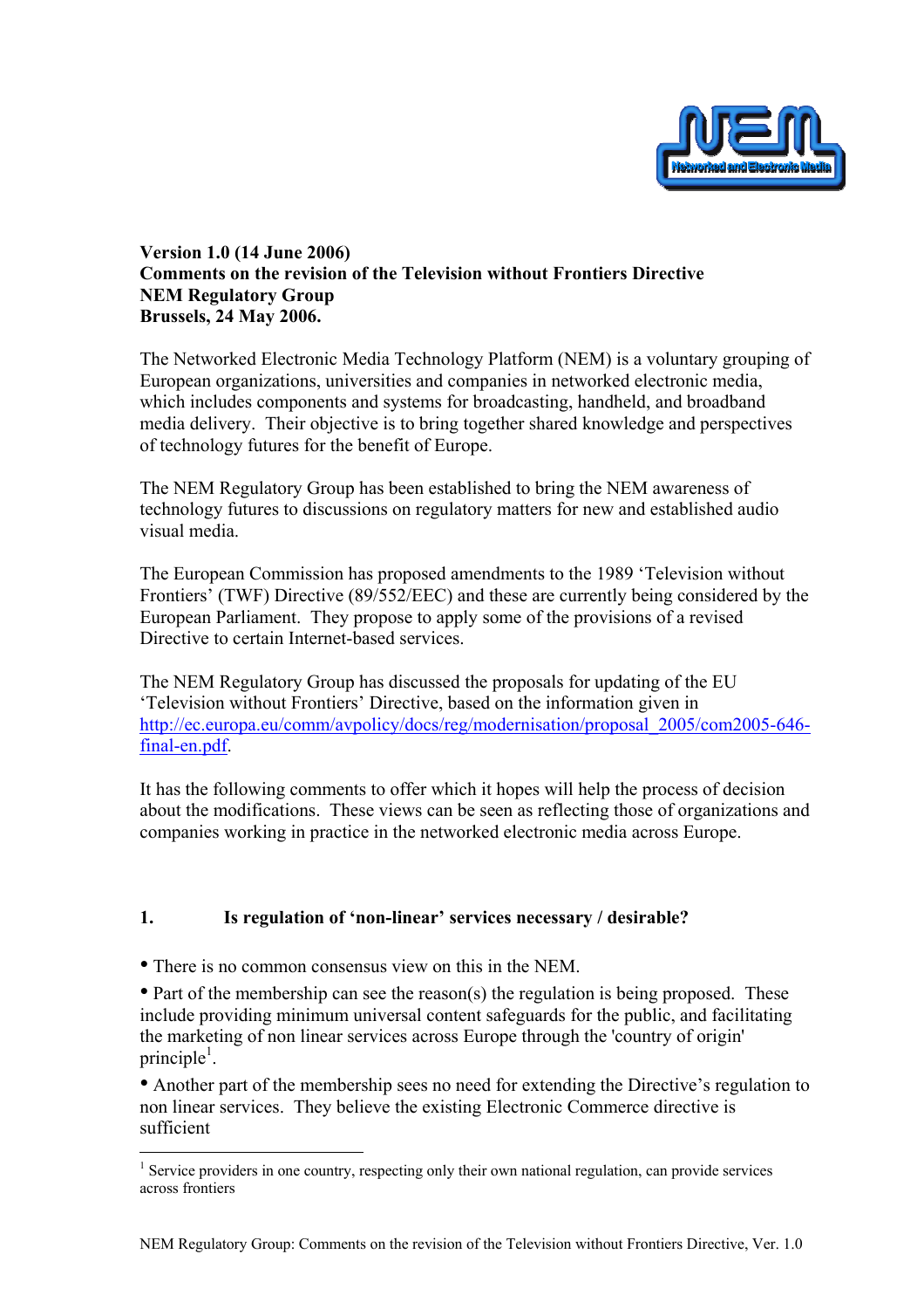**Version 1.0 (14 June 2006)**
**Comments on the revision of the Television without Frontiers Directive**
**NEM Regulatory Group**
**Brussels, 24 May 2006.**

The Networked Electronic Media Technology Platform (NEM) is a voluntary grouping of European organizations, universities and companies in networked electronic media, which includes components and systems for broadcasting, handheld, and broadband media delivery. Their objective is to bring together shared knowledge and perspectives of technology futures for the benefit of Europe.

The NEM Regulatory Group has been established to bring the NEM awareness of technology futures to discussions on regulatory matters for new and established audio visual media.

The European Commission has proposed amendments to the 1989 'Television without Frontiers' (TWF) Directive (89/552/EEC) and these are currently being considered by the European Parliament. They propose to apply some of the provisions of a revised Directive to certain Internet-based services.

The NEM Regulatory Group has discussed the proposals for updating of the EU 'Television without Frontiers' Directive, based on the information given in http://ec.europa.eu/comm/avpolicy/docs/reg/modernisation/proposal_2005/com2005-646-final-en.pdf.

It has the following comments to offer which it hopes will help the process of decision about the modifications. These views can be seen as reflecting those of organizations and companies working in practice in the networked electronic media across Europe.

## 1. Is regulation of 'non-linear' services necessary / desirable?

- There is no common consensus view on this in the NEM.
- Part of the membership can see the reason(s) the regulation is being proposed. These include providing minimum universal content safeguards for the public, and facilitating the marketing of non linear services across Europe through the 'country of origin' principle[1].
- Another part of the membership sees no need for extending the Directive's regulation to non linear services. They believe the existing Electronic Commerce directive is sufficient

---

[1] Service providers in one country, respecting only their own national regulation, can provide services across frontiers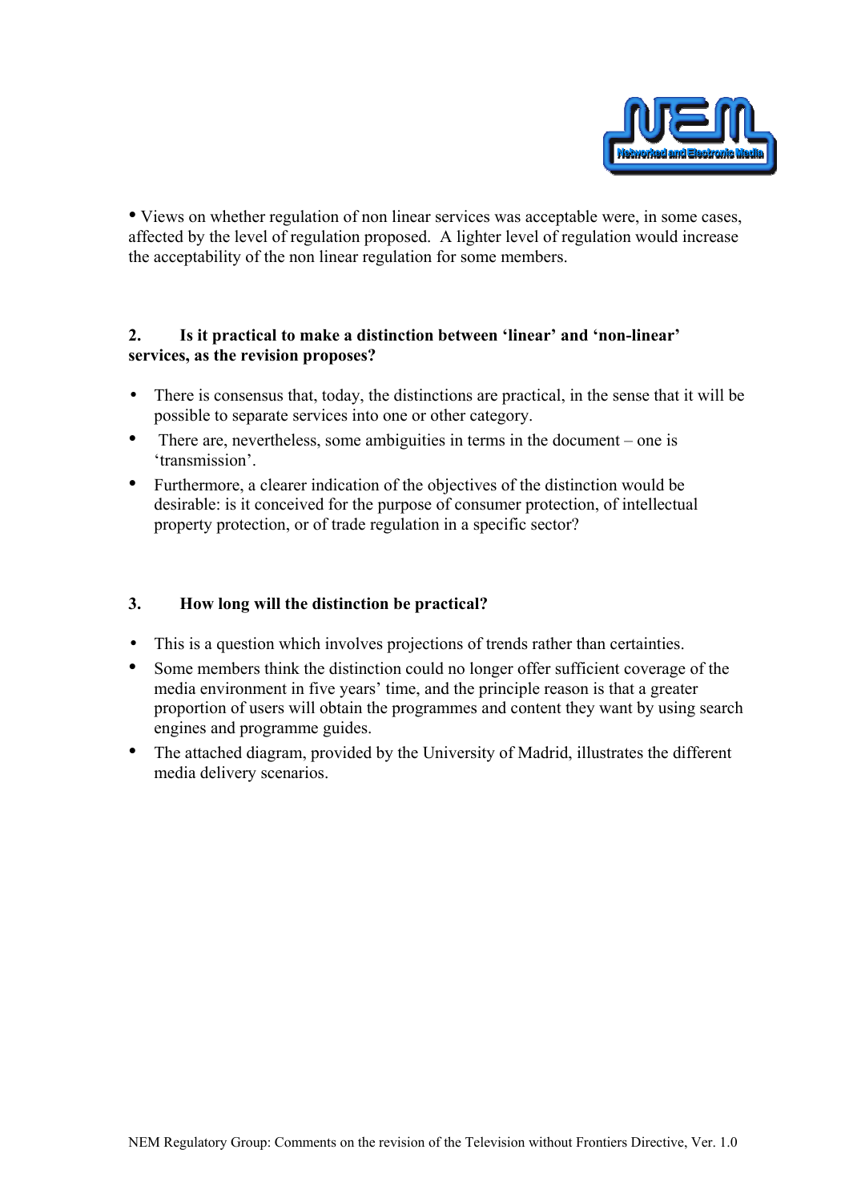- Views on whether regulation of non linear services was acceptable were, in some cases, affected by the level of regulation proposed. A lighter level of regulation would increase the acceptability of the non linear regulation for some members.

### 2. Is it practical to make a distinction between 'linear' and 'non-linear' services, as the revision proposes?

- There is consensus that, today, the distinctions are practical, in the sense that it will be possible to separate services into one or other category.
- There are, nevertheless, some ambiguities in terms in the document – one is 'transmission'.
- Furthermore, a clearer indication of the objectives of the distinction would be desirable: is it conceived for the purpose of consumer protection, of intellectual property protection, or of trade regulation in a specific sector?

### 3. How long will the distinction be practical?

- This is a question which involves projections of trends rather than certainties.
- Some members think the distinction could no longer offer sufficient coverage of the media environment in five years' time, and the principle reason is that a greater proportion of users will obtain the programmes and content they want by using search engines and programme guides.
- The attached diagram, provided by the University of Madrid, illustrates the different media delivery scenarios.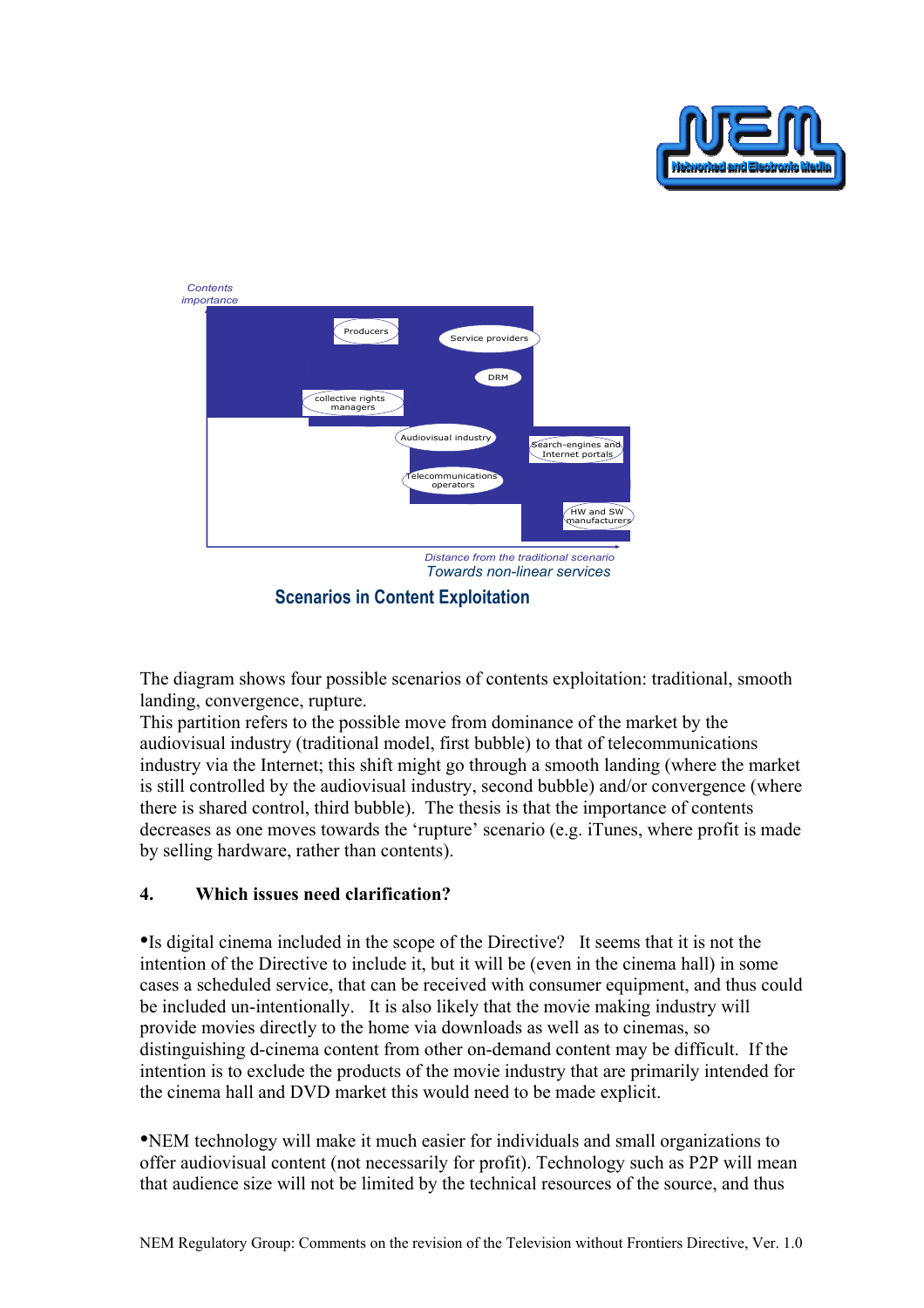Contents importance

Producers

Service providers

DRM

collective rights managers

Audiovisual industry

Search-engines and Internet portals

Telecommunications operators

HW and SW manufacturers

Distance from the traditional scenario

Towards non-linear services

**Scenarios in Content Exploitation**

The diagram shows four possible scenarios of contents exploitation: traditional, smooth landing, convergence, rupture.
This partition refers to the possible move from dominance of the market by the audiovisual industry (traditional model, first bubble) to that of telecommunications industry via the Internet; this shift might go through a smooth landing (where the market is still controlled by the audiovisual industry, second bubble) and/or convergence (where there is shared control, third bubble). The thesis is that the importance of contents decreases as one moves towards the 'rupture' scenario (e.g. iTunes, where profit is made by selling hardware, rather than contents).

## 4. Which issues need clarification?

•Is digital cinema included in the scope of the Directive? It seems that it is not the intention of the Directive to include it, but it will be (even in the cinema hall) in some cases a scheduled service, that can be received with consumer equipment, and thus could be included un-intentionally. It is also likely that the movie making industry will provide movies directly to the home via downloads as well as to cinemas, so distinguishing d-cinema content from other on-demand content may be difficult. If the intention is to exclude the products of the movie industry that are primarily intended for the cinema hall and DVD market this would need to be made explicit.

•NEM technology will make it much easier for individuals and small organizations to offer audiovisual content (not necessarily for profit). Technology such as P2P will mean that audience size will not be limited by the technical resources of the source, and thus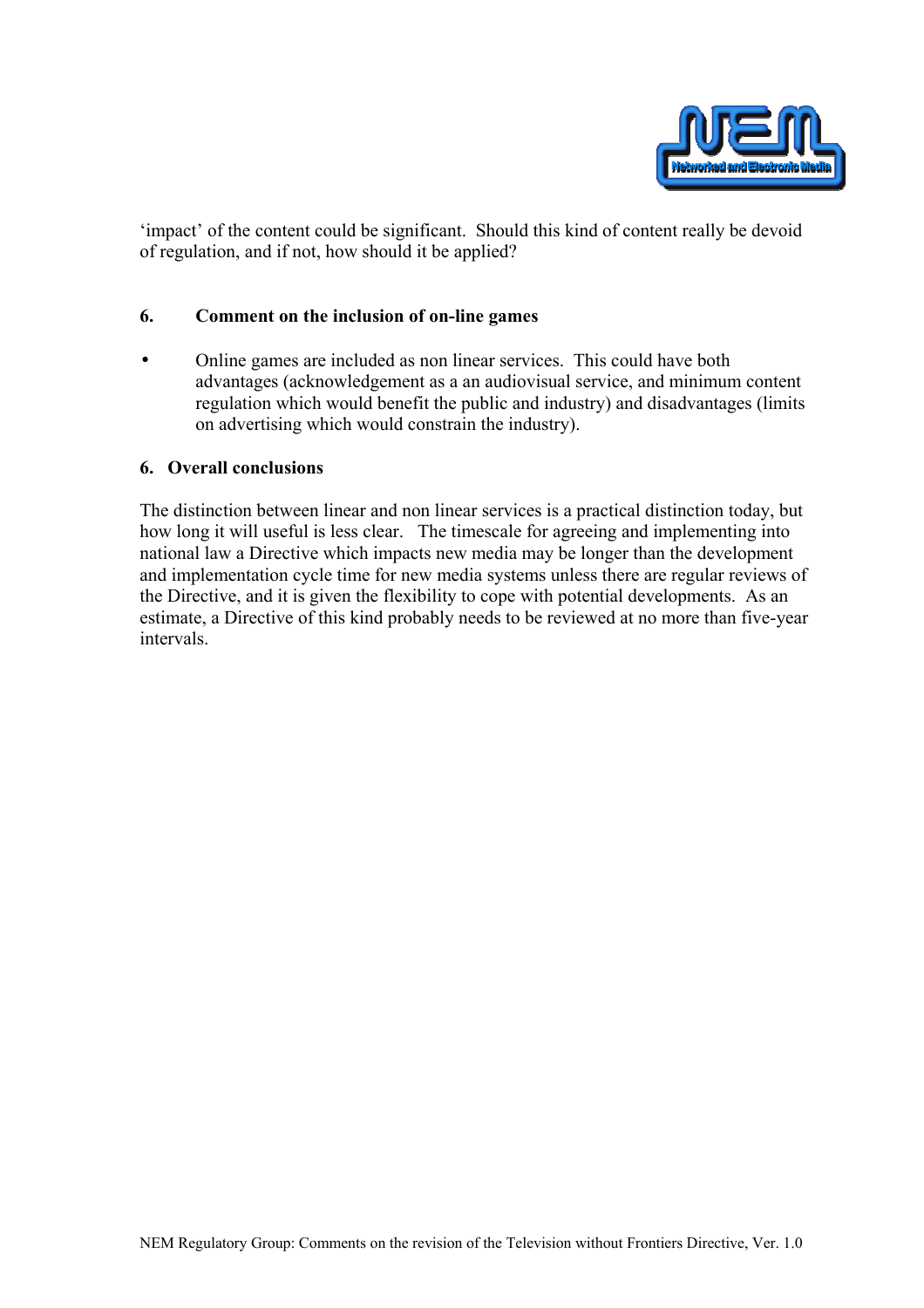'impact' of the content could be significant. Should this kind of content really be devoid of regulation, and if not, how should it be applied?

## 6. Comment on the inclusion of on-line games

- Online games are included as non linear services. This could have both advantages (acknowledgement as a an audiovisual service, and minimum content regulation which would benefit the public and industry) and disadvantages (limits on advertising which would constrain the industry).

## 6. Overall conclusions

The distinction between linear and non linear services is a practical distinction today, but how long it will useful is less clear. The timescale for agreeing and implementing into national law a Directive which impacts new media may be longer than the development and implementation cycle time for new media systems unless there are regular reviews of the Directive, and it is given the flexibility to cope with potential developments. As an estimate, a Directive of this kind probably needs to be reviewed at no more than five-year intervals.